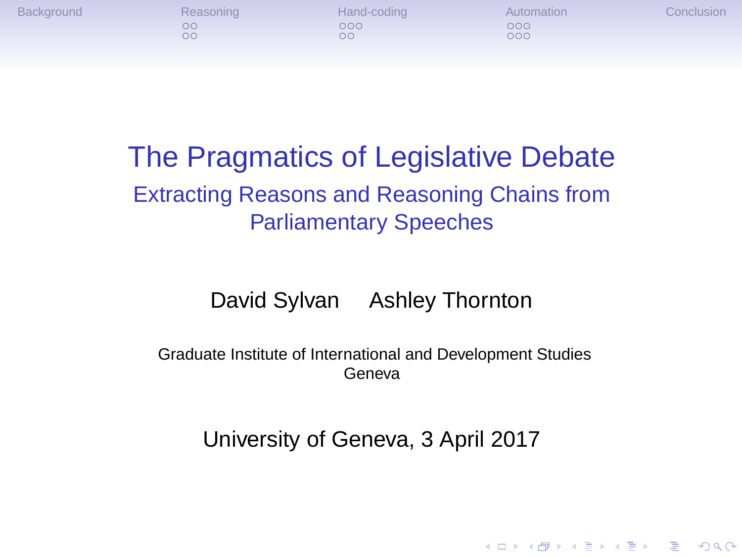# The Pragmatics of Legislative Debate

## Extracting Reasons and Reasoning Chains from Parliamentary Speeches

David Sylvan Ashley Thornton

Graduate Institute of International and Development Studies
Geneva

University of Geneva, 3 April 2017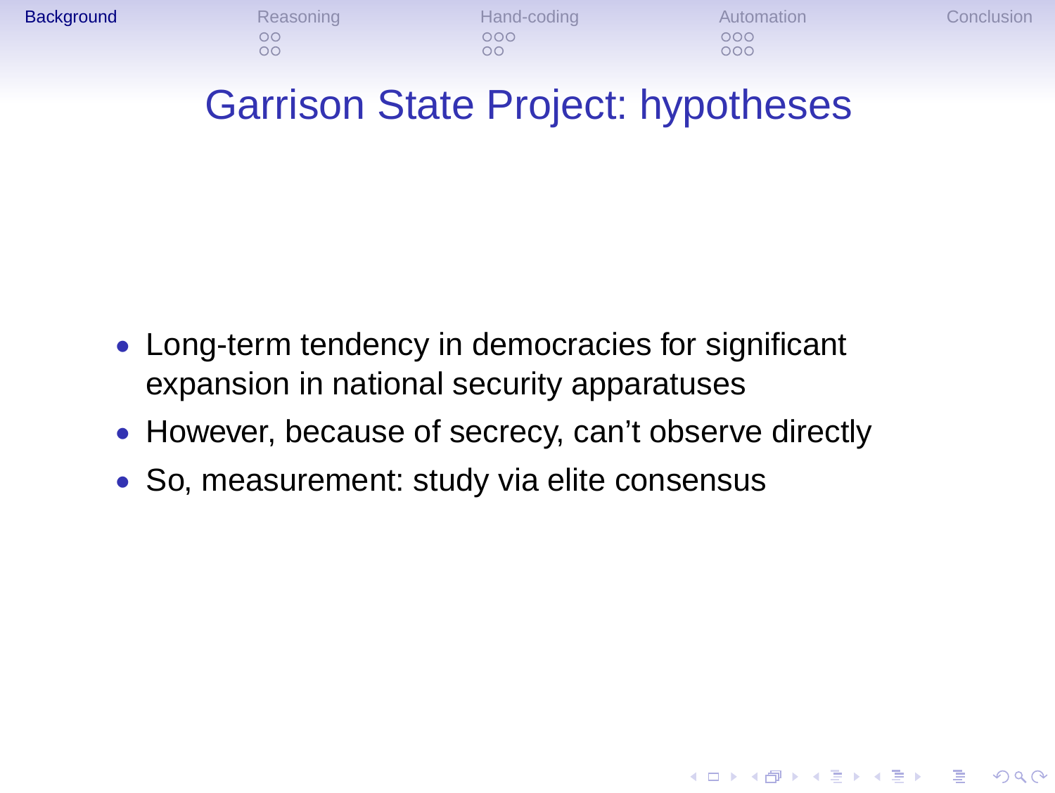# Garrison State Project: hypotheses

- Long-term tendency in democracies for significant expansion in national security apparatuses
- However, because of secrecy, can't observe directly
- So, measurement: study via elite consensus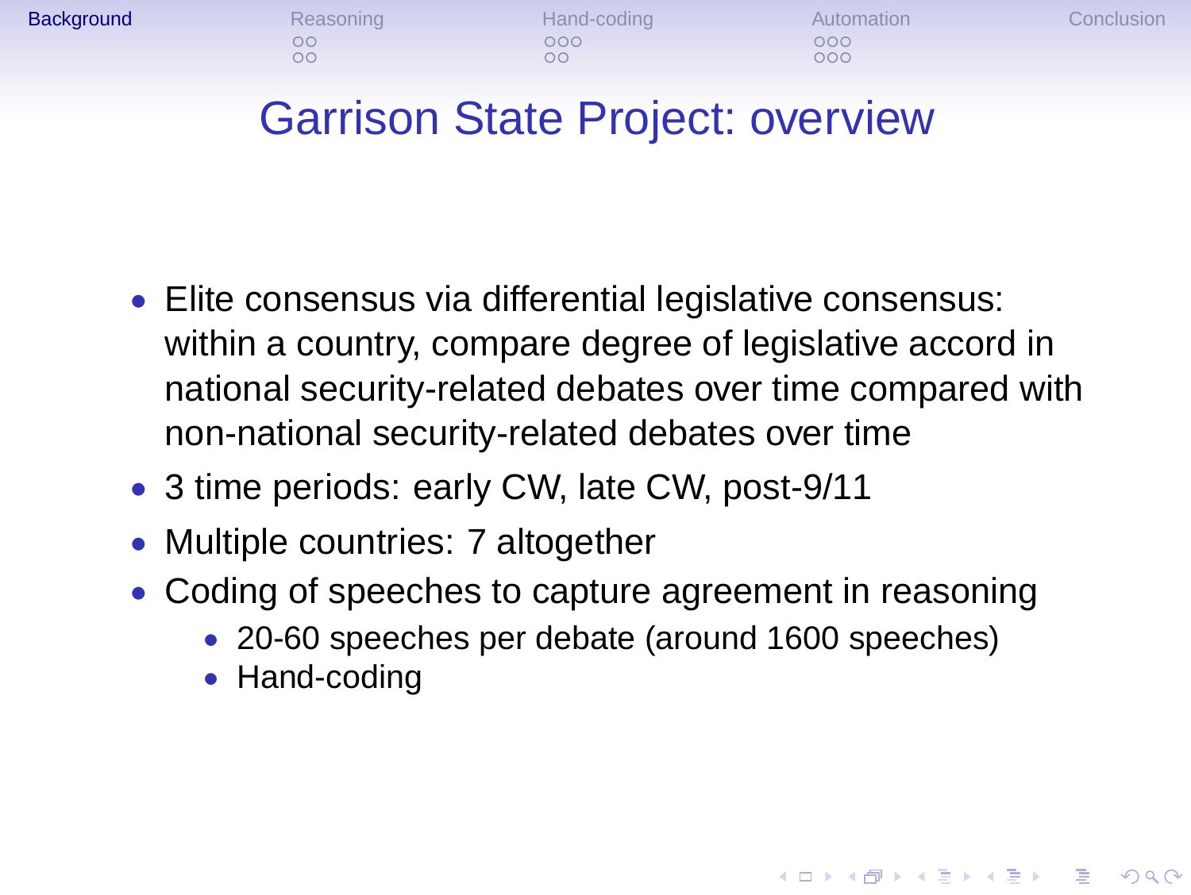# Garrison State Project: overview

- Elite consensus via differential legislative consensus: within a country, compare degree of legislative accord in national security-related debates over time compared with non-national security-related debates over time
- 3 time periods: early CW, late CW, post-9/11
- Multiple countries: 7 altogether
- Coding of speeches to capture agreement in reasoning
  - 20-60 speeches per debate (around 1600 speeches)
  - Hand-coding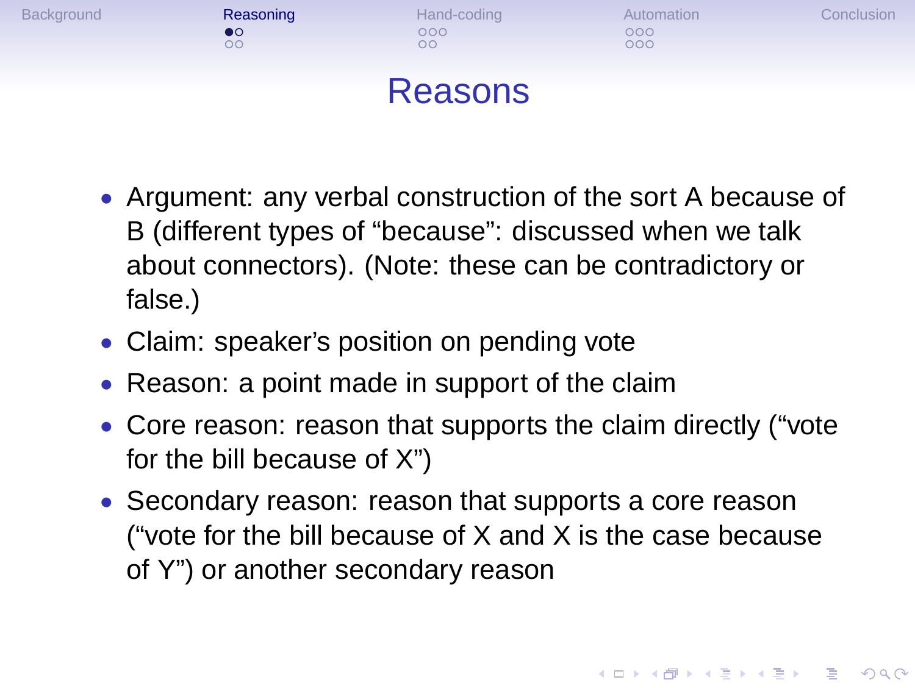# Reasons

- Argument: any verbal construction of the sort A because of B (different types of "because": discussed when we talk about connectors). (Note: these can be contradictory or false.)
- Claim: speaker's position on pending vote
- Reason: a point made in support of the claim
- Core reason: reason that supports the claim directly ("vote for the bill because of X")
- Secondary reason: reason that supports a core reason ("vote for the bill because of X and X is the case because of Y") or another secondary reason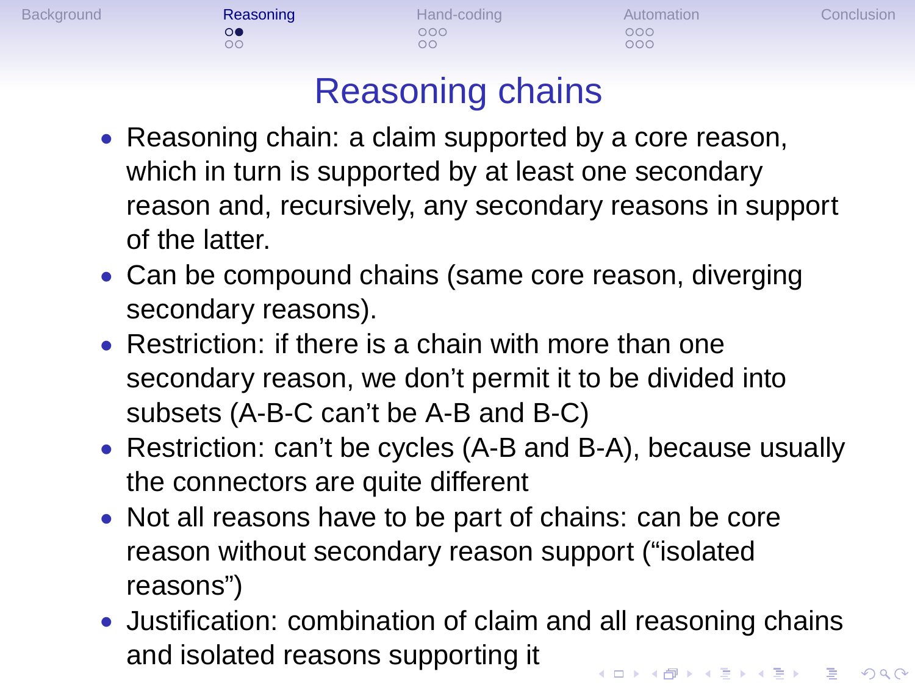# Reasoning chains

- Reasoning chain: a claim supported by a core reason, which in turn is supported by at least one secondary reason and, recursively, any secondary reasons in support of the latter.
- Can be compound chains (same core reason, diverging secondary reasons).
- Restriction: if there is a chain with more than one secondary reason, we don't permit it to be divided into subsets (A-B-C can't be A-B and B-C)
- Restriction: can't be cycles (A-B and B-A), because usually the connectors are quite different
- Not all reasons have to be part of chains: can be core reason without secondary reason support ("isolated reasons")
- Justification: combination of claim and all reasoning chains and isolated reasons supporting it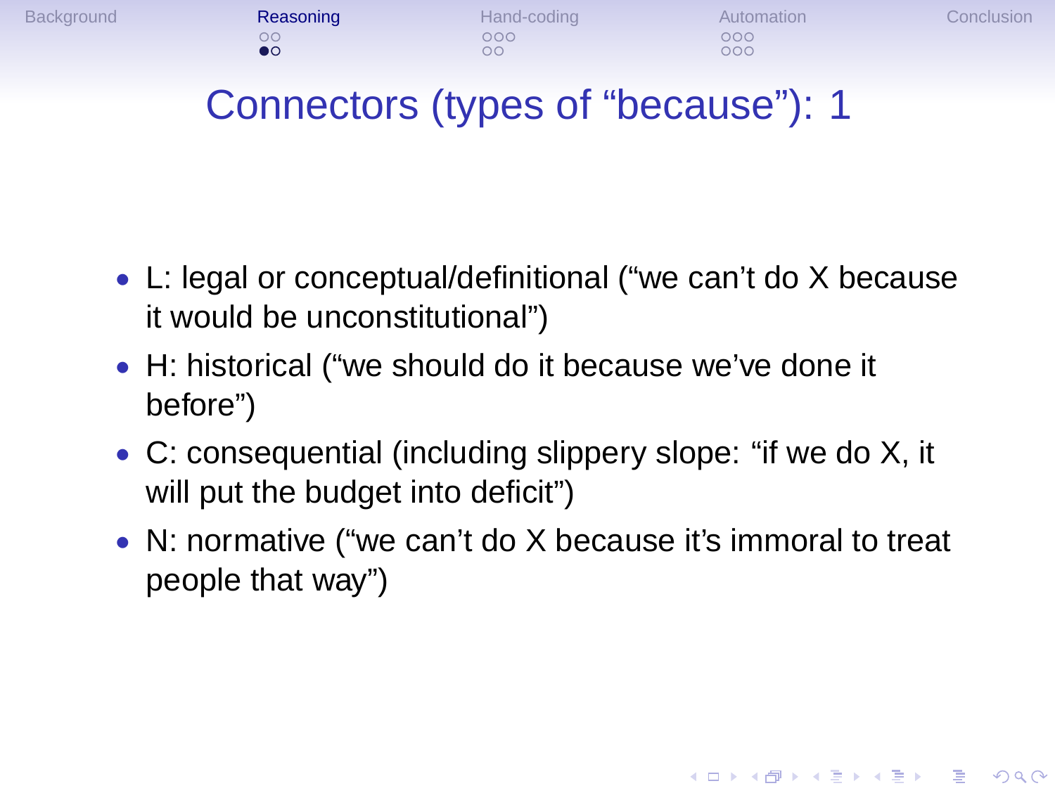# Connectors (types of "because"): 1

- L: legal or conceptual/definitional ("we can't do X because it would be unconstitutional")
- H: historical ("we should do it because we've done it before")
- C: consequential (including slippery slope: "if we do X, it will put the budget into deficit")
- N: normative ("we can't do X because it's immoral to treat people that way")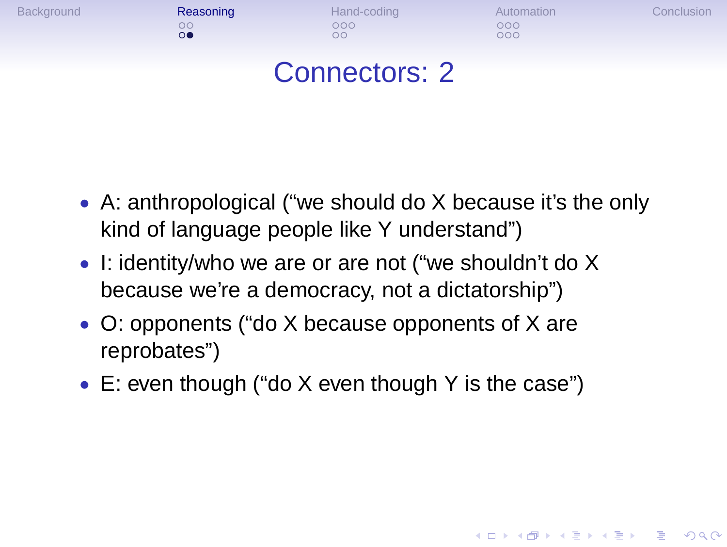# Connectors: 2

- A: anthropological (“we should do X because it’s the only kind of language people like Y understand”)
- I: identity/who we are or are not (“we shouldn’t do X because we’re a democracy, not a dictatorship”)
- O: opponents (“do X because opponents of X are reprobates”)
- E: even though (“do X even though Y is the case”)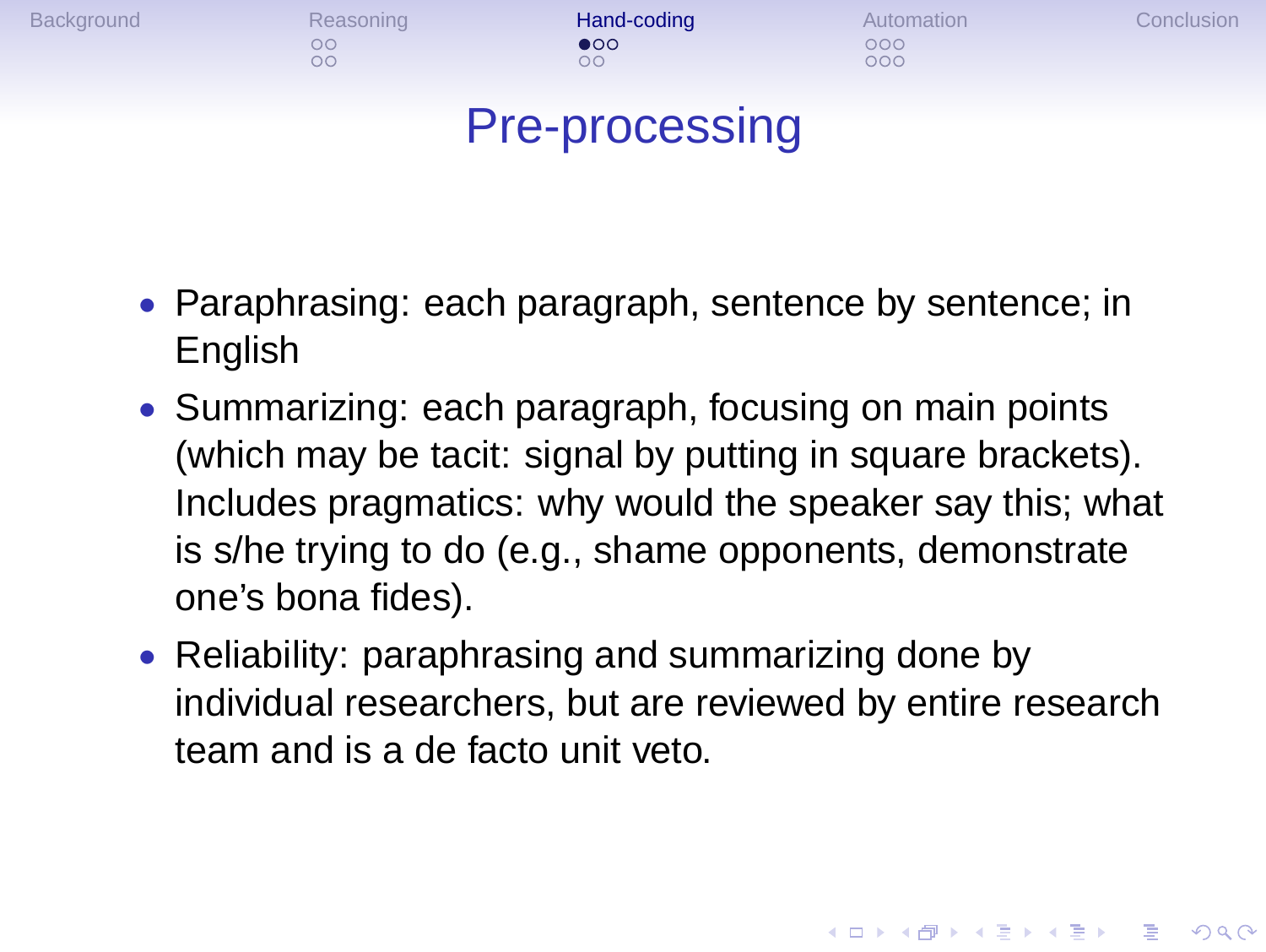# Pre-processing

- Paraphrasing: each paragraph, sentence by sentence; in English
- Summarizing: each paragraph, focusing on main points (which may be tacit: signal by putting in square brackets). Includes pragmatics: why would the speaker say this; what is s/he trying to do (e.g., shame opponents, demonstrate one's bona fides).
- Reliability: paraphrasing and summarizing done by individual researchers, but are reviewed by entire research team and is a de facto unit veto.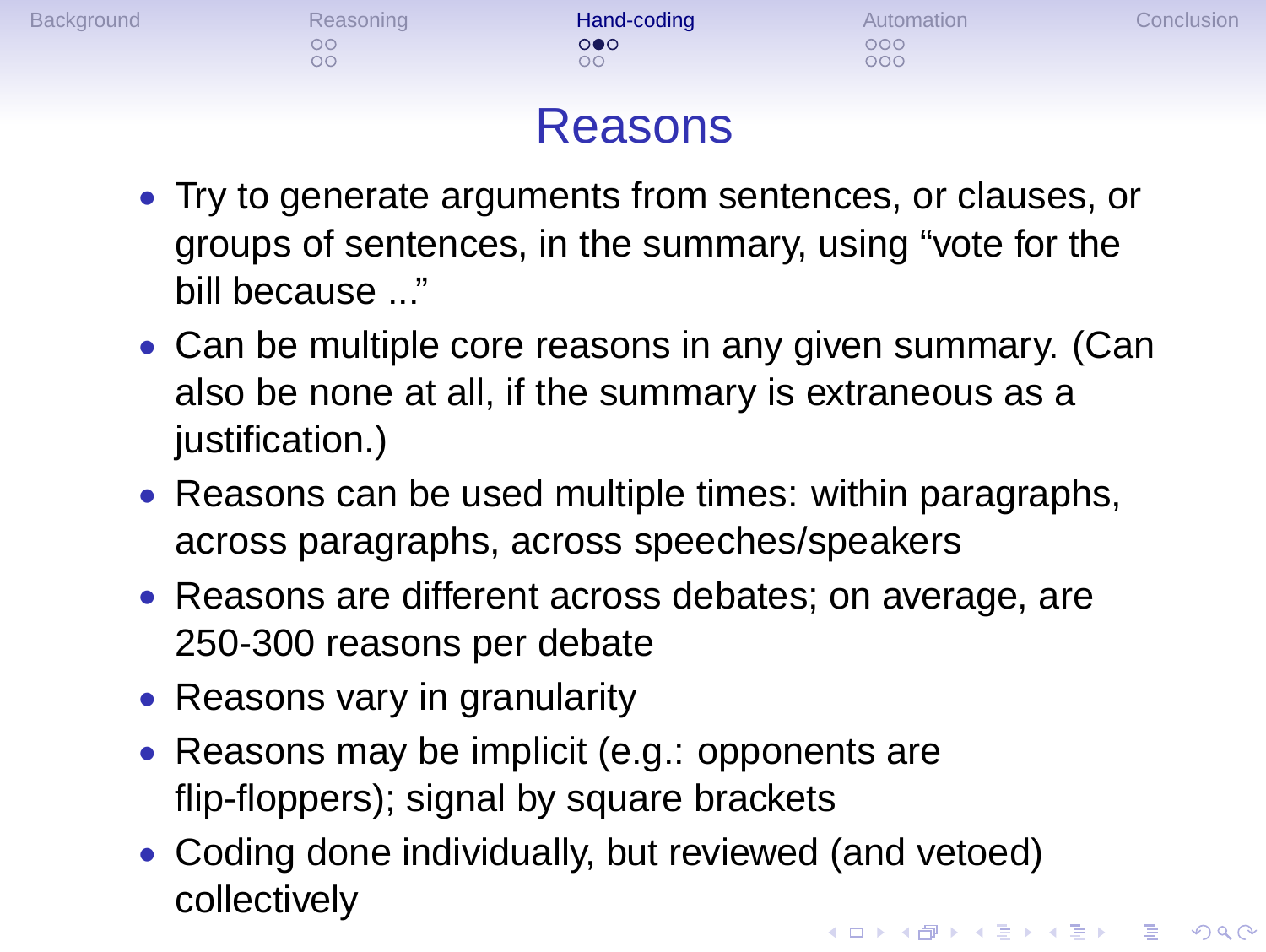# Reasons

- Try to generate arguments from sentences, or clauses, or groups of sentences, in the summary, using “vote for the bill because ...”
- Can be multiple core reasons in any given summary. (Can also be none at all, if the summary is extraneous as a justification.)
- Reasons can be used multiple times: within paragraphs, across paragraphs, across speeches/speakers
- Reasons are different across debates; on average, are 250-300 reasons per debate
- Reasons vary in granularity
- Reasons may be implicit (e.g.: opponents are flip-floppers); signal by square brackets
- Coding done individually, but reviewed (and vetoed) collectively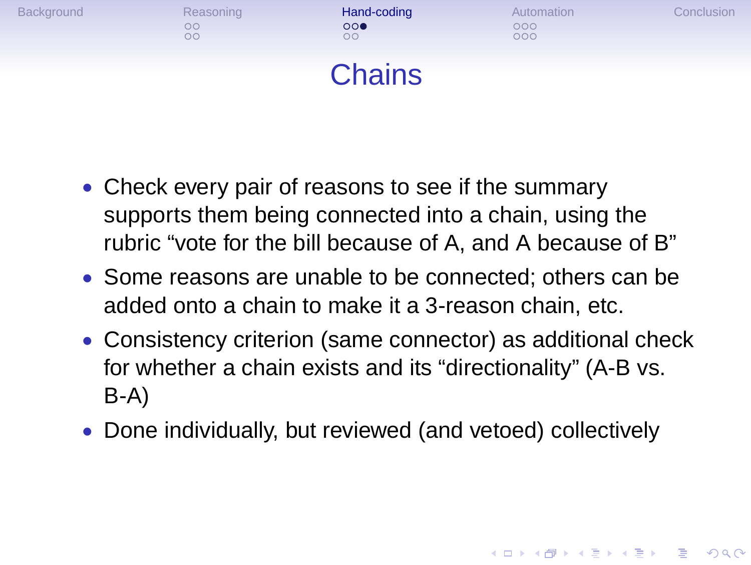# Chains

- Check every pair of reasons to see if the summary supports them being connected into a chain, using the rubric “vote for the bill because of A, and A because of B”
- Some reasons are unable to be connected; others can be added onto a chain to make it a 3-reason chain, etc.
- Consistency criterion (same connector) as additional check for whether a chain exists and its “directionality” (A-B vs. B-A)
- Done individually, but reviewed (and vetoed) collectively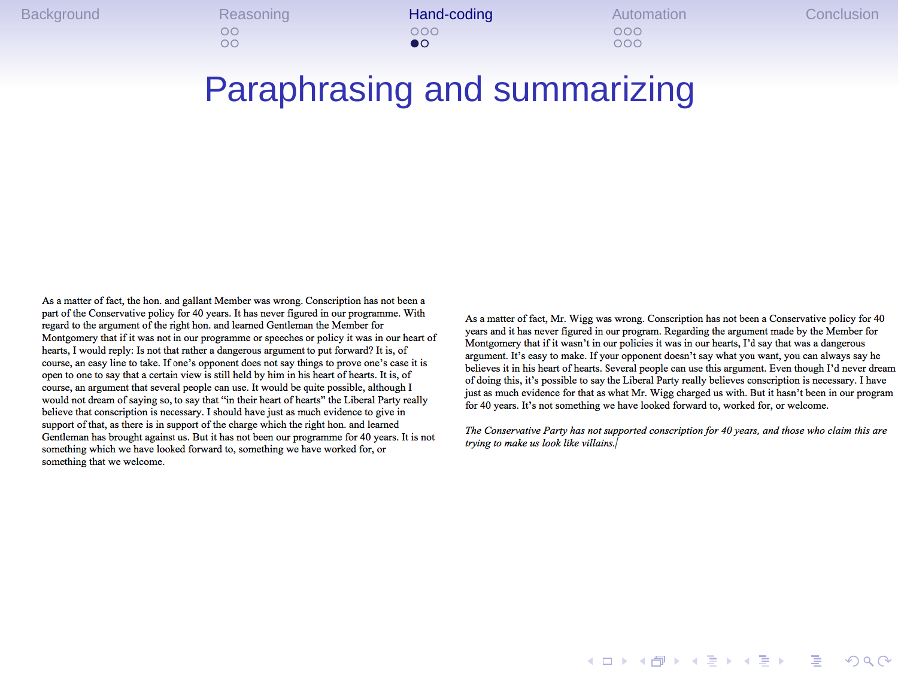# Paraphrasing and summarizing

As a matter of fact, the hon. and gallant Member was wrong. Conscription has not been a part of the Conservative policy for 40 years. It has never figured in our programme. With regard to the argument of the right hon. and learned Gentleman the Member for Montgomery that if it was not in our programme or speeches or policy it was in our heart of hearts, I would reply: Is not that rather a dangerous argument to put forward? It is, of course, an easy line to take. If one's opponent does not say things to prove one's case it is open to one to say that a certain view is still held by him in his heart of hearts. It is, of course, an argument that several people can use. It would be quite possible, although I would not dream of saying so, to say that "in their heart of hearts" the Liberal Party really believe that conscription is necessary. I should have just as much evidence to give in support of that, as there is in support of the charge which the right hon. and learned Gentleman has brought against us. But it has not been our programme for 40 years. It is not something which we have looked forward to, something we have worked for, or something that we welcome.

As a matter of fact, Mr. Wigg was wrong. Conscription has not been a Conservative policy for 40 years and it has never figured in our program. Regarding the argument made by the Member for Montgomery that if it wasn't in our policies it was in our hearts, I'd say that was a dangerous argument. It's easy to make. If your opponent doesn't say what you want, you can always say he believes it in his heart of hearts. Several people can use this argument. Even though I'd never dream of doing this, it's possible to say the Liberal Party really believes conscription is necessary. I have just as much evidence for that as what Mr. Wigg charged us with. But it hasn't been in our program for 40 years. It's not something we have looked forward to, worked for, or welcome.

*The Conservative Party has not supported conscription for 40 years, and those who claim this are trying to make us look like villains.*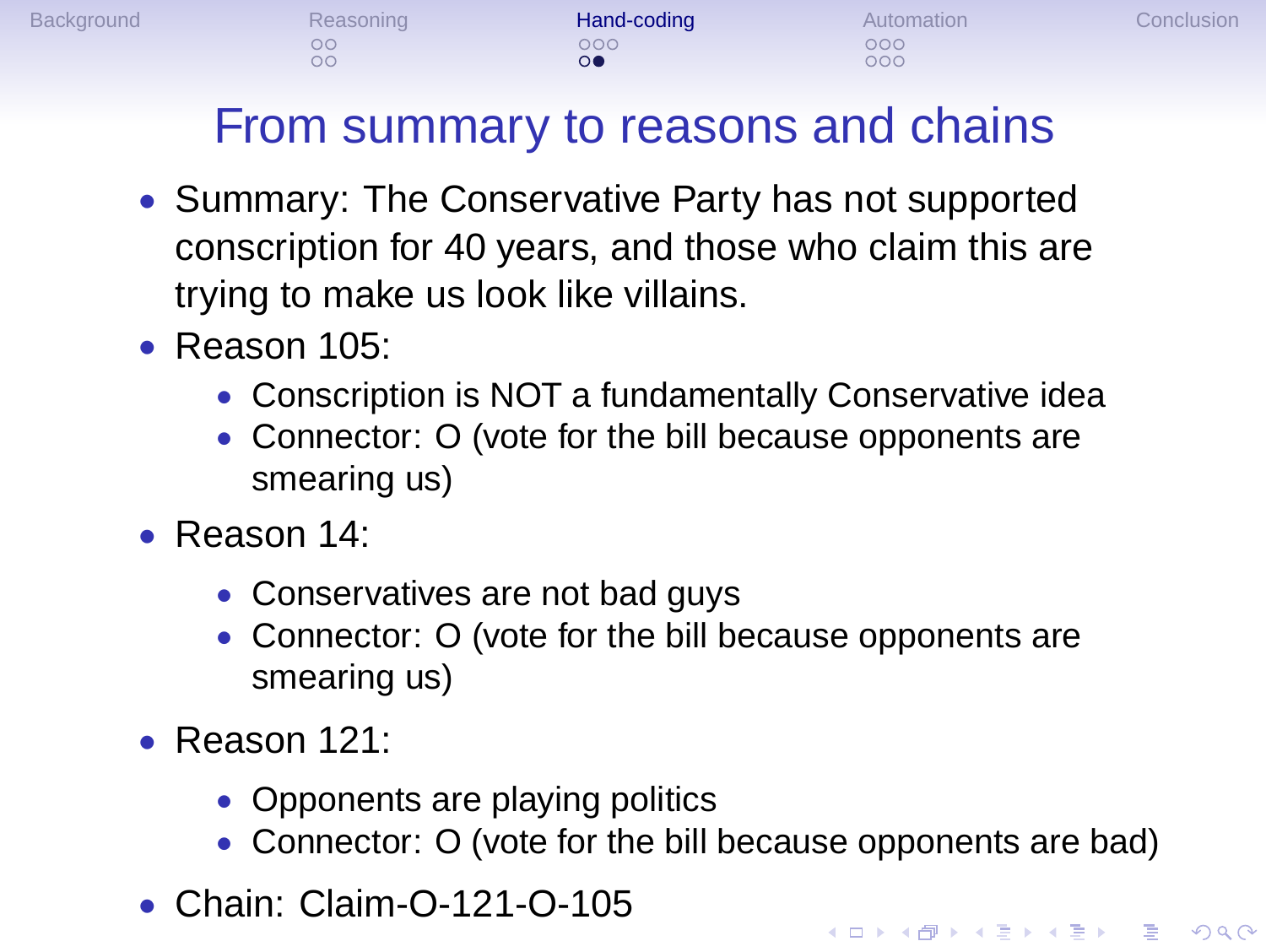# From summary to reasons and chains

- Summary: The Conservative Party has not supported conscription for 40 years, and those who claim this are trying to make us look like villains.
- Reason 105:
  - Conscription is NOT a fundamentally Conservative idea
  - Connector: O (vote for the bill because opponents are smearing us)
- Reason 14:
  - Conservatives are not bad guys
  - Connector: O (vote for the bill because opponents are smearing us)
- Reason 121:
  - Opponents are playing politics
  - Connector: O (vote for the bill because opponents are bad)
- Chain: Claim-O-121-O-105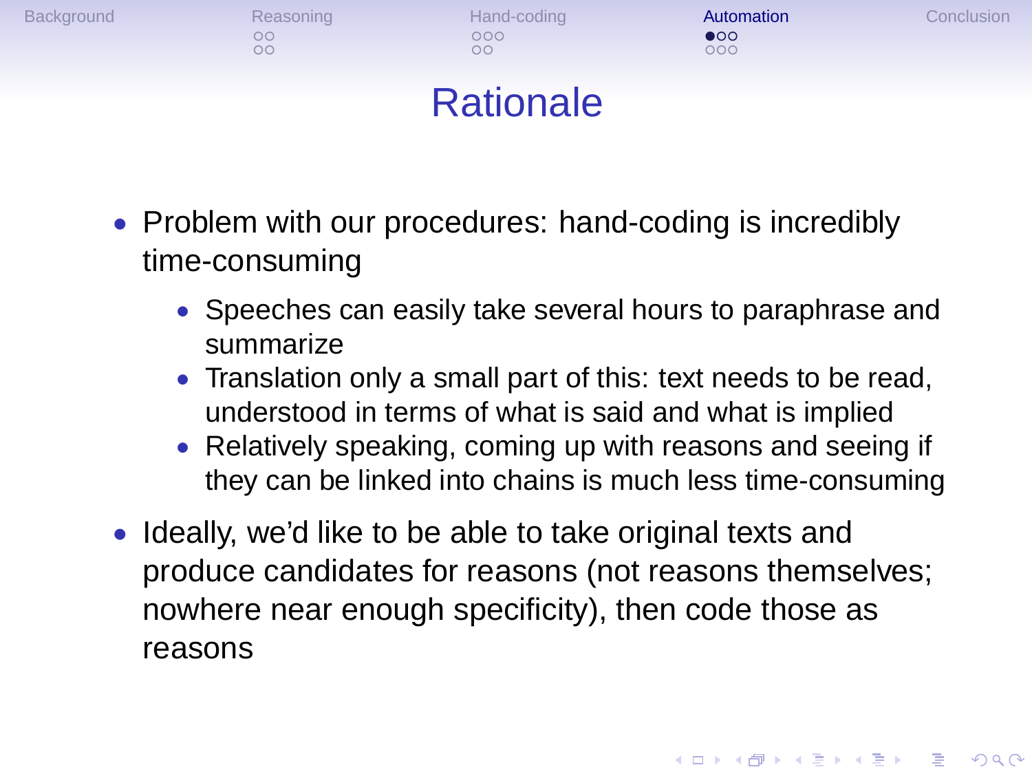# Rationale

- Problem with our procedures: hand-coding is incredibly time-consuming
  - Speeches can easily take several hours to paraphrase and summarize
  - Translation only a small part of this: text needs to be read, understood in terms of what is said and what is implied
  - Relatively speaking, coming up with reasons and seeing if they can be linked into chains is much less time-consuming
- Ideally, we'd like to be able to take original texts and produce candidates for reasons (not reasons themselves; nowhere near enough specificity), then code those as reasons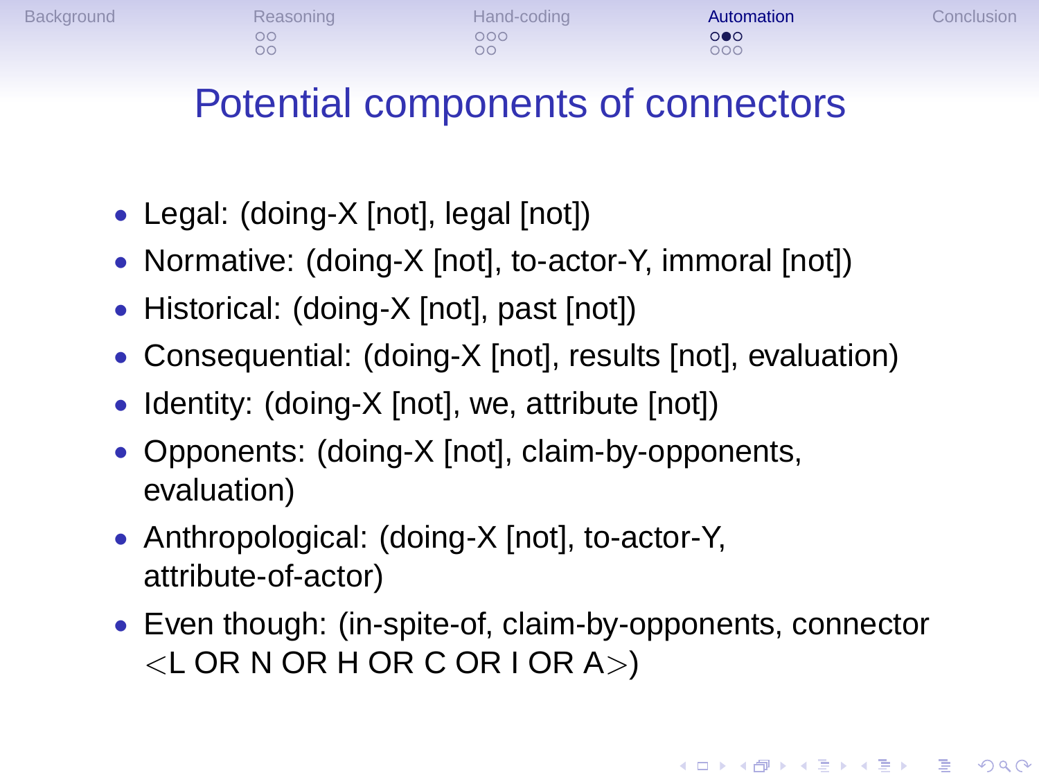# Potential components of connectors

- Legal: (doing-X [not], legal [not])
- Normative: (doing-X [not], to-actor-Y, immoral [not])
- Historical: (doing-X [not], past [not])
- Consequential: (doing-X [not], results [not], evaluation)
- Identity: (doing-X [not], we, attribute [not])
- Opponents: (doing-X [not], claim-by-opponents, evaluation)
- Anthropological: (doing-X [not], to-actor-Y, attribute-of-actor)
- Even though: (in-spite-of, claim-by-opponents, connector <L OR N OR H OR C OR I OR A>)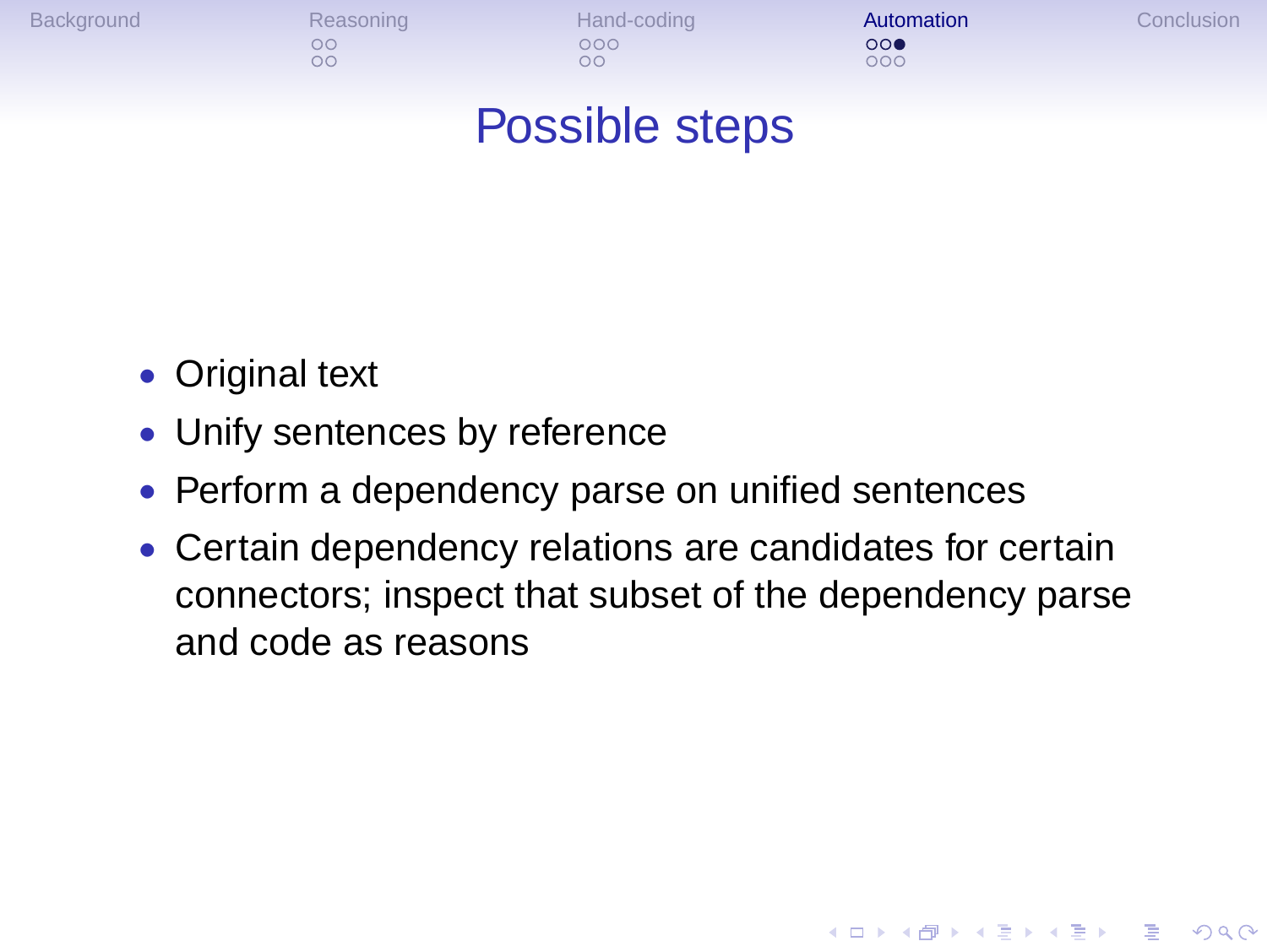# Possible steps

- Original text
- Unify sentences by reference
- Perform a dependency parse on unified sentences
- Certain dependency relations are candidates for certain connectors; inspect that subset of the dependency parse and code as reasons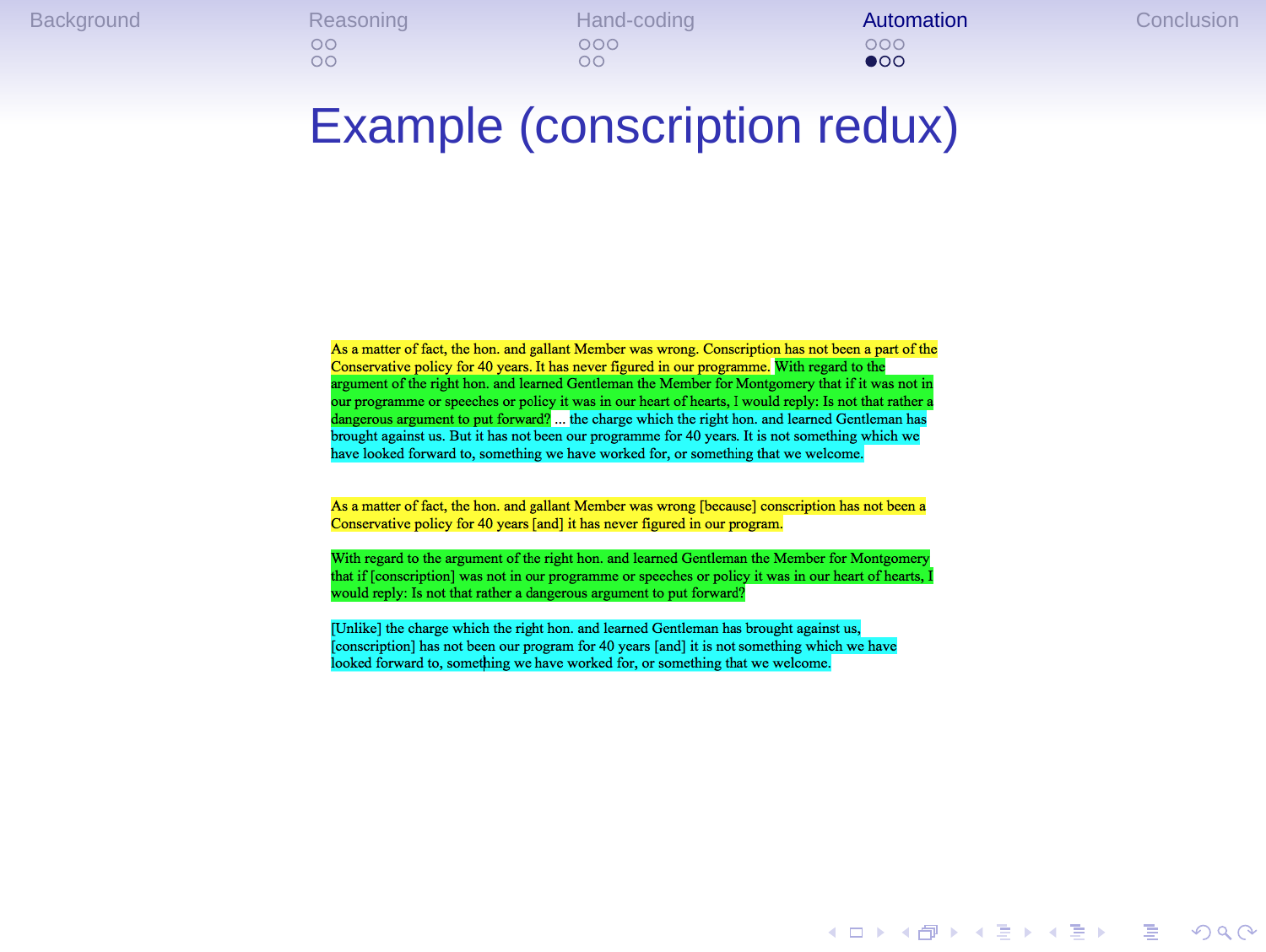# Example (conscription redux)

As a matter of fact, the hon. and gallant Member was wrong. Conscription has not been a part of the Conservative policy for 40 years. It has never figured in our programme. With regard to the argument of the right hon. and learned Gentleman the Member for Montgomery that if it was not in our programme or speeches or policy it was in our heart of hearts, I would reply: Is not that rather a dangerous argument to put forward? ... the charge which the right hon. and learned Gentleman has brought against us. But it has not been our programme for 40 years. It is not something which we have looked forward to, something we have worked for, or something that we welcome.

As a matter of fact, the hon. and gallant Member was wrong [because] conscription has not been a Conservative policy for 40 years [and] it has never figured in our program.

With regard to the argument of the right hon. and learned Gentleman the Member for Montgomery that if [conscription] was not in our programme or speeches or policy it was in our heart of hearts, I would reply: Is not that rather a dangerous argument to put forward?

[Unlike] the charge which the right hon. and learned Gentleman has brought against us, [conscription] has not been our program for 40 years [and] it is not something which we have looked forward to, something we have worked for, or something that we welcome.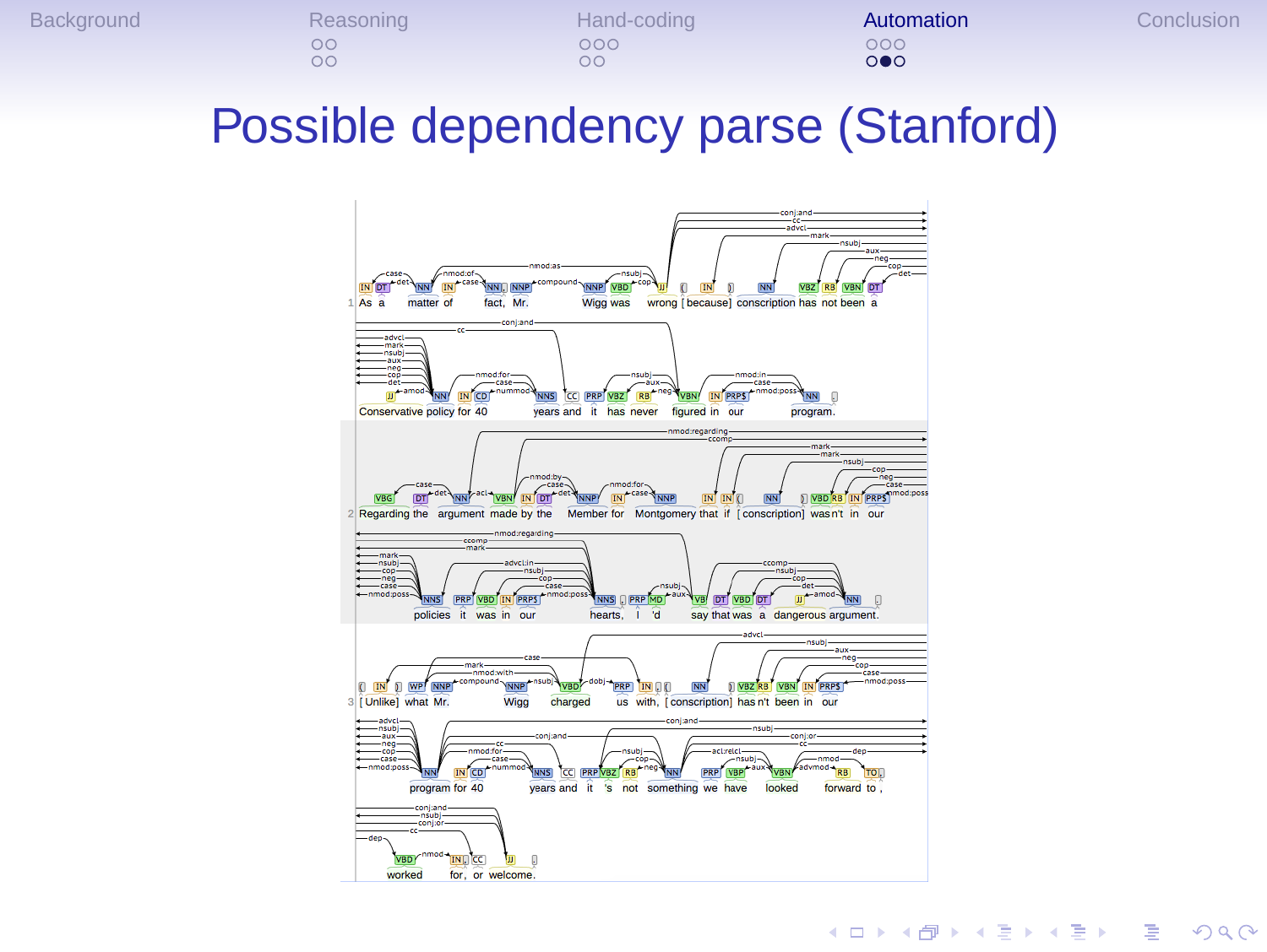# Possible dependency parse (Stanford)

1 As a matter of fact, Mr. Wigg was wrong [because] conscription has not been a Conservative policy for 40 years and it has never figured in our program.

2 Regarding the argument made by the Member for Montgomery that if [conscription] wasn't in our policies it was in our hearts, I 'd say that was a dangerous argument.

3 [Unlike] what Mr. Wigg charged us with, [conscription] hasn't been in our program for 40 years and it 's not something we have looked forward to, worked for, or welcome.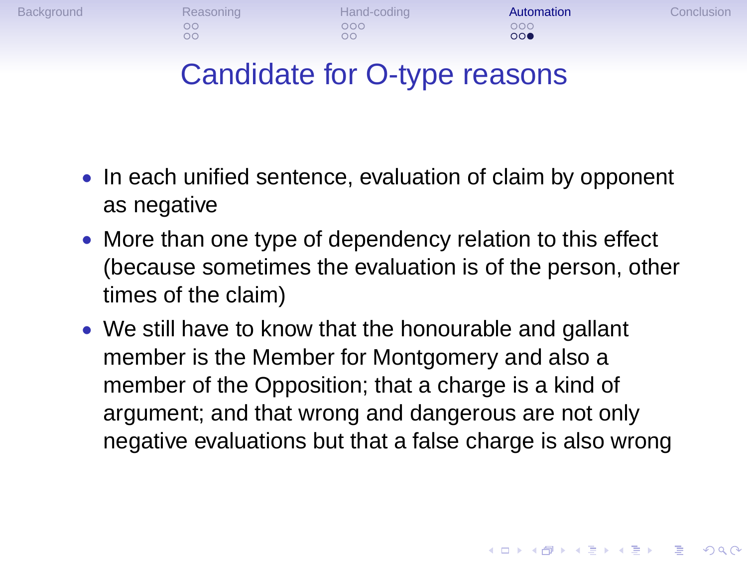# Candidate for O-type reasons

- In each unified sentence, evaluation of claim by opponent as negative
- More than one type of dependency relation to this effect (because sometimes the evaluation is of the person, other times of the claim)
- We still have to know that the honourable and gallant member is the Member for Montgomery and also a member of the Opposition; that a charge is a kind of argument; and that wrong and dangerous are not only negative evaluations but that a false charge is also wrong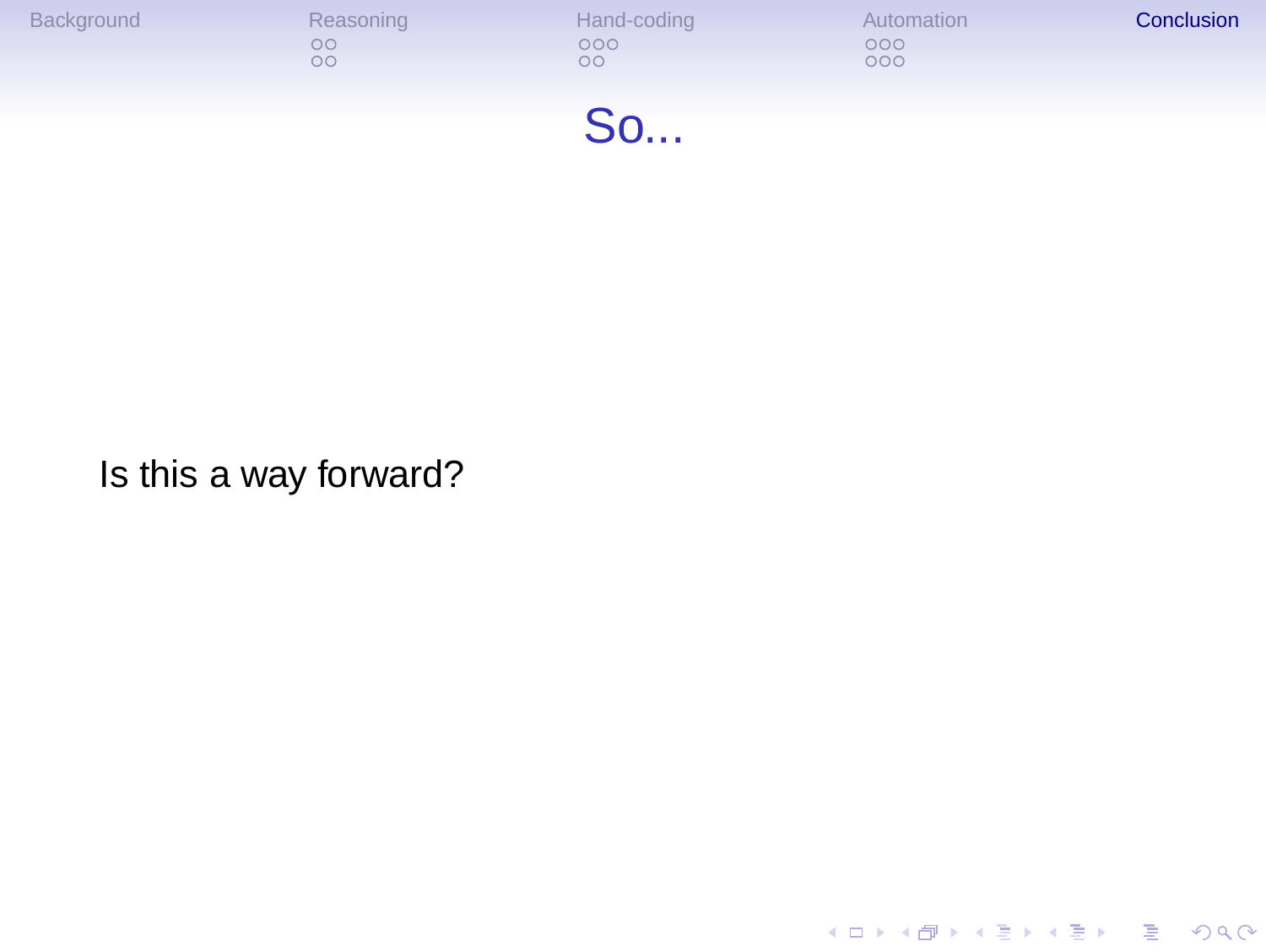# So...

Is this a way forward?